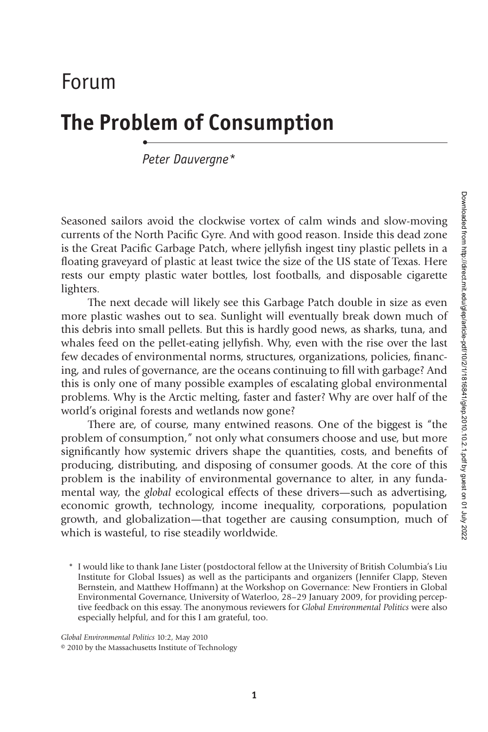Forum

# The Problem of Consumption

*Peter Dauvergne\**

Seasoned sailors avoid the clockwise vortex of calm winds and slow-moving currents of the North Pacific Gyre. And with good reason. Inside this dead zone is the Great Pacific Garbage Patch, where jellyfish ingest tiny plastic pellets in a floating graveyard of plastic at least twice the size of the US state of Texas. Here rests our empty plastic water bottles, lost footballs, and disposable cigarette lighters.

The next decade will likely see this Garbage Patch double in size as even more plastic washes out to sea. Sunlight will eventually break down much of this debris into small pellets. But this is hardly good news, as sharks, tuna, and whales feed on the pellet-eating jellyfish. Why, even with the rise over the last few decades of environmental norms, structures, organizations, policies, financing, and rules of governance, are the oceans continuing to fill with garbage? And this is only one of many possible examples of escalating global environmental problems. Why is the Arctic melting, faster and faster? Why are over half of the world's original forests and wetlands now gone?

There are, of course, many entwined reasons. One of the biggest is "the problem of consumption," not only what consumers choose and use, but more significantly how systemic drivers shape the quantities, costs, and benefits of producing, distributing, and disposing of consumer goods. At the core of this problem is the inability of environmental governance to alter, in any fundamental way, the *global* ecological effects of these drivers—such as advertising, economic growth, technology, income inequality, corporations, population growth, and globalization—that together are causing consumption, much of which is wasteful, to rise steadily worldwide.

\* I would like to thank Jane Lister (postdoctoral fellow at the University of British Columbia's Liu Institute for Global Issues) as well as the participants and organizers (Jennifer Clapp, Steven Bernstein, and Matthew Hoffmann) at the Workshop on Governance: New Frontiers in Global Environmental Governance, University of Waterloo, 28–29 January 2009, for providing perceptive feedback on this essay. The anonymous reviewers for *Global Environmental Politics* were also especially helpful, and for this I am grateful, too.

*Global Environmental Politics* 10:2, May 2010
© 2010 by the Massachusetts Institute of Technology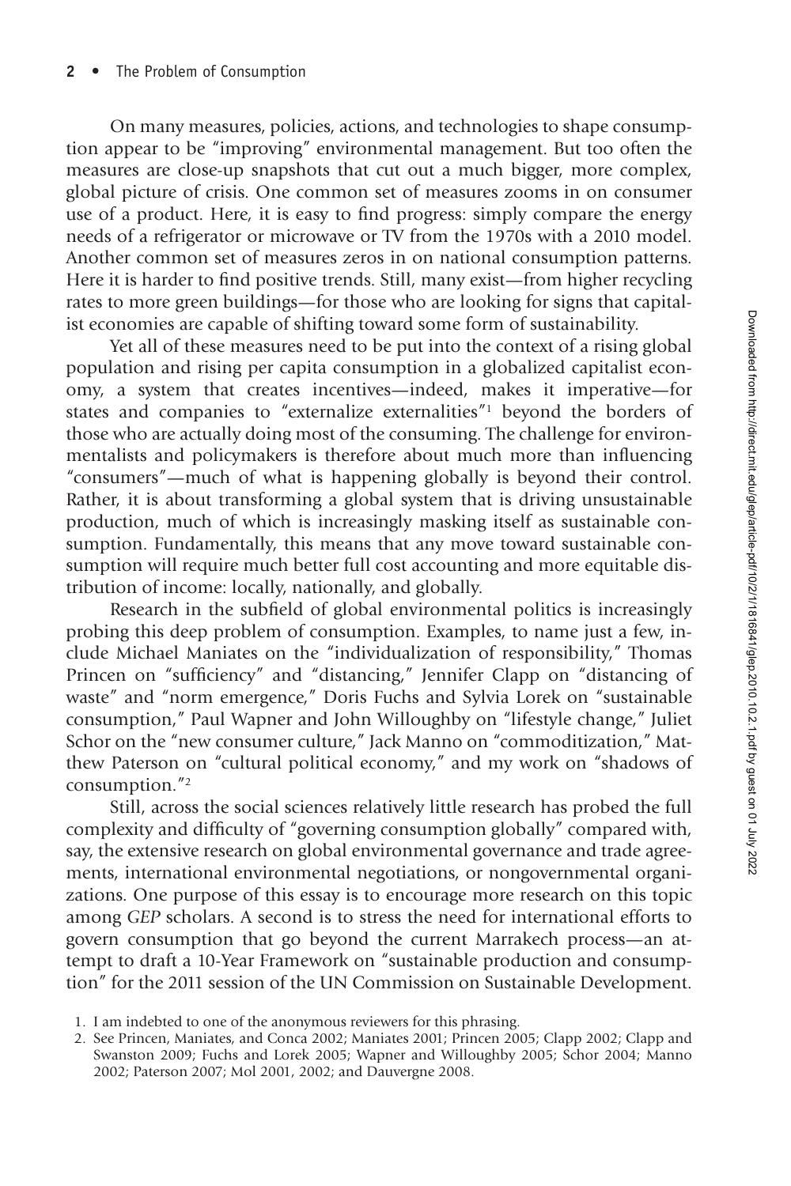On many measures, policies, actions, and technologies to shape consumption appear to be "improving" environmental management. But too often the measures are close-up snapshots that cut out a much bigger, more complex, global picture of crisis. One common set of measures zooms in on consumer use of a product. Here, it is easy to find progress: simply compare the energy needs of a refrigerator or microwave or TV from the 1970s with a 2010 model. Another common set of measures zeros in on national consumption patterns. Here it is harder to find positive trends. Still, many exist—from higher recycling rates to more green buildings—for those who are looking for signs that capitalist economies are capable of shifting toward some form of sustainability.

Yet all of these measures need to be put into the context of a rising global population and rising per capita consumption in a globalized capitalist economy, a system that creates incentives—indeed, makes it imperative—for states and companies to "externalize externalities"[1] beyond the borders of those who are actually doing most of the consuming. The challenge for environmentalists and policymakers is therefore about much more than influencing "consumers"—much of what is happening globally is beyond their control. Rather, it is about transforming a global system that is driving unsustainable production, much of which is increasingly masking itself as sustainable consumption. Fundamentally, this means that any move toward sustainable consumption will require much better full cost accounting and more equitable distribution of income: locally, nationally, and globally.

Research in the subfield of global environmental politics is increasingly probing this deep problem of consumption. Examples, to name just a few, include Michael Maniates on the "individualization of responsibility," Thomas Princen on "sufficiency" and "distancing," Jennifer Clapp on "distancing of waste" and "norm emergence," Doris Fuchs and Sylvia Lorek on "sustainable consumption," Paul Wapner and John Willoughby on "lifestyle change," Juliet Schor on the "new consumer culture," Jack Manno on "commoditization," Matthew Paterson on "cultural political economy," and my work on "shadows of consumption."[2]

Still, across the social sciences relatively little research has probed the full complexity and difficulty of "governing consumption globally" compared with, say, the extensive research on global environmental governance and trade agreements, international environmental negotiations, or nongovernmental organizations. One purpose of this essay is to encourage more research on this topic among *GEP* scholars. A second is to stress the need for international efforts to govern consumption that go beyond the current Marrakech process—an attempt to draft a 10-Year Framework on "sustainable production and consumption" for the 2011 session of the UN Commission on Sustainable Development.

1. I am indebted to one of the anonymous reviewers for this phrasing.
2. See Princen, Maniates, and Conca 2002; Maniates 2001; Princen 2005; Clapp 2002; Clapp and Swanston 2009; Fuchs and Lorek 2005; Wapner and Willoughby 2005; Schor 2004; Manno 2002; Paterson 2007; Mol 2001, 2002; and Dauvergne 2008.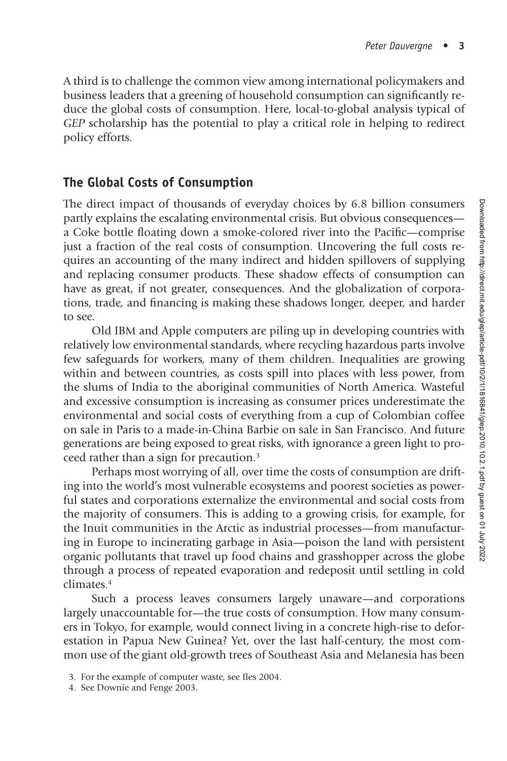A third is to challenge the common view among international policymakers and business leaders that a greening of household consumption can significantly reduce the global costs of consumption. Here, local-to-global analysis typical of *GEP* scholarship has the potential to play a critical role in helping to redirect policy efforts.

## The Global Costs of Consumption

The direct impact of thousands of everyday choices by 6.8 billion consumers partly explains the escalating environmental crisis. But obvious consequences—a Coke bottle floating down a smoke-colored river into the Pacific—comprise just a fraction of the real costs of consumption. Uncovering the full costs requires an accounting of the many indirect and hidden spillovers of supplying and replacing consumer products. These shadow effects of consumption can have as great, if not greater, consequences. And the globalization of corporations, trade, and financing is making these shadows longer, deeper, and harder to see.

Old IBM and Apple computers are piling up in developing countries with relatively low environmental standards, where recycling hazardous parts involve few safeguards for workers, many of them children. Inequalities are growing within and between countries, as costs spill into places with less power, from the slums of India to the aboriginal communities of North America. Wasteful and excessive consumption is increasing as consumer prices underestimate the environmental and social costs of everything from a cup of Colombian coffee on sale in Paris to a made-in-China Barbie on sale in San Francisco. And future generations are being exposed to great risks, with ignorance a green light to proceed rather than a sign for precaution.[3]

Perhaps most worrying of all, over time the costs of consumption are drifting into the world's most vulnerable ecosystems and poorest societies as powerful states and corporations externalize the environmental and social costs from the majority of consumers. This is adding to a growing crisis, for example, for the Inuit communities in the Arctic as industrial processes—from manufacturing in Europe to incinerating garbage in Asia—poison the land with persistent organic pollutants that travel up food chains and grasshopper across the globe through a process of repeated evaporation and redeposit until settling in cold climates.[4]

Such a process leaves consumers largely unaware—and corporations largely unaccountable for—the true costs of consumption. How many consumers in Tokyo, for example, would connect living in a concrete high-rise to deforestation in Papua New Guinea? Yet, over the last half-century, the most common use of the giant old-growth trees of Southeast Asia and Melanesia has been

3. For the example of computer waste, see Iles 2004.

4. See Downie and Fenge 2003.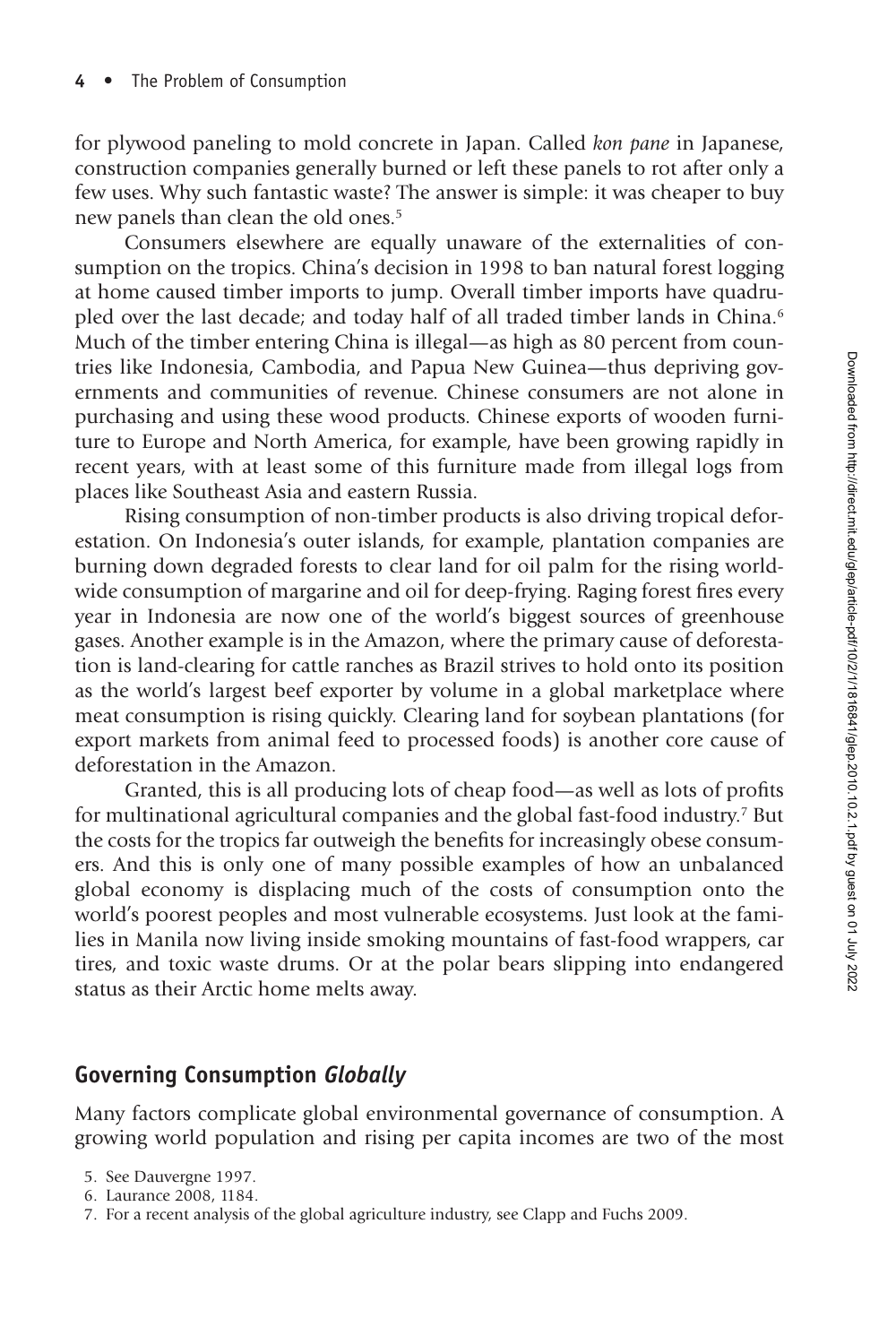for plywood paneling to mold concrete in Japan. Called *kon pane* in Japanese, construction companies generally burned or left these panels to rot after only a few uses. Why such fantastic waste? The answer is simple: it was cheaper to buy new panels than clean the old ones.[5]

Consumers elsewhere are equally unaware of the externalities of consumption on the tropics. China's decision in 1998 to ban natural forest logging at home caused timber imports to jump. Overall timber imports have quadrupled over the last decade; and today half of all traded timber lands in China.[6] Much of the timber entering China is illegal—as high as 80 percent from countries like Indonesia, Cambodia, and Papua New Guinea—thus depriving governments and communities of revenue. Chinese consumers are not alone in purchasing and using these wood products. Chinese exports of wooden furniture to Europe and North America, for example, have been growing rapidly in recent years, with at least some of this furniture made from illegal logs from places like Southeast Asia and eastern Russia.

Rising consumption of non-timber products is also driving tropical deforestation. On Indonesia's outer islands, for example, plantation companies are burning down degraded forests to clear land for oil palm for the rising worldwide consumption of margarine and oil for deep-frying. Raging forest fires every year in Indonesia are now one of the world's biggest sources of greenhouse gases. Another example is in the Amazon, where the primary cause of deforestation is land-clearing for cattle ranches as Brazil strives to hold onto its position as the world's largest beef exporter by volume in a global marketplace where meat consumption is rising quickly. Clearing land for soybean plantations (for export markets from animal feed to processed foods) is another core cause of deforestation in the Amazon.

Granted, this is all producing lots of cheap food—as well as lots of profits for multinational agricultural companies and the global fast-food industry.[7] But the costs for the tropics far outweigh the benefits for increasingly obese consumers. And this is only one of many possible examples of how an unbalanced global economy is displacing much of the costs of consumption onto the world's poorest peoples and most vulnerable ecosystems. Just look at the families in Manila now living inside smoking mountains of fast-food wrappers, car tires, and toxic waste drums. Or at the polar bears slipping into endangered status as their Arctic home melts away.

## Governing Consumption *Globally*

Many factors complicate global environmental governance of consumption. A growing world population and rising per capita incomes are two of the most

5. See Dauvergne 1997.
6. Laurance 2008, 1184.
7. For a recent analysis of the global agriculture industry, see Clapp and Fuchs 2009.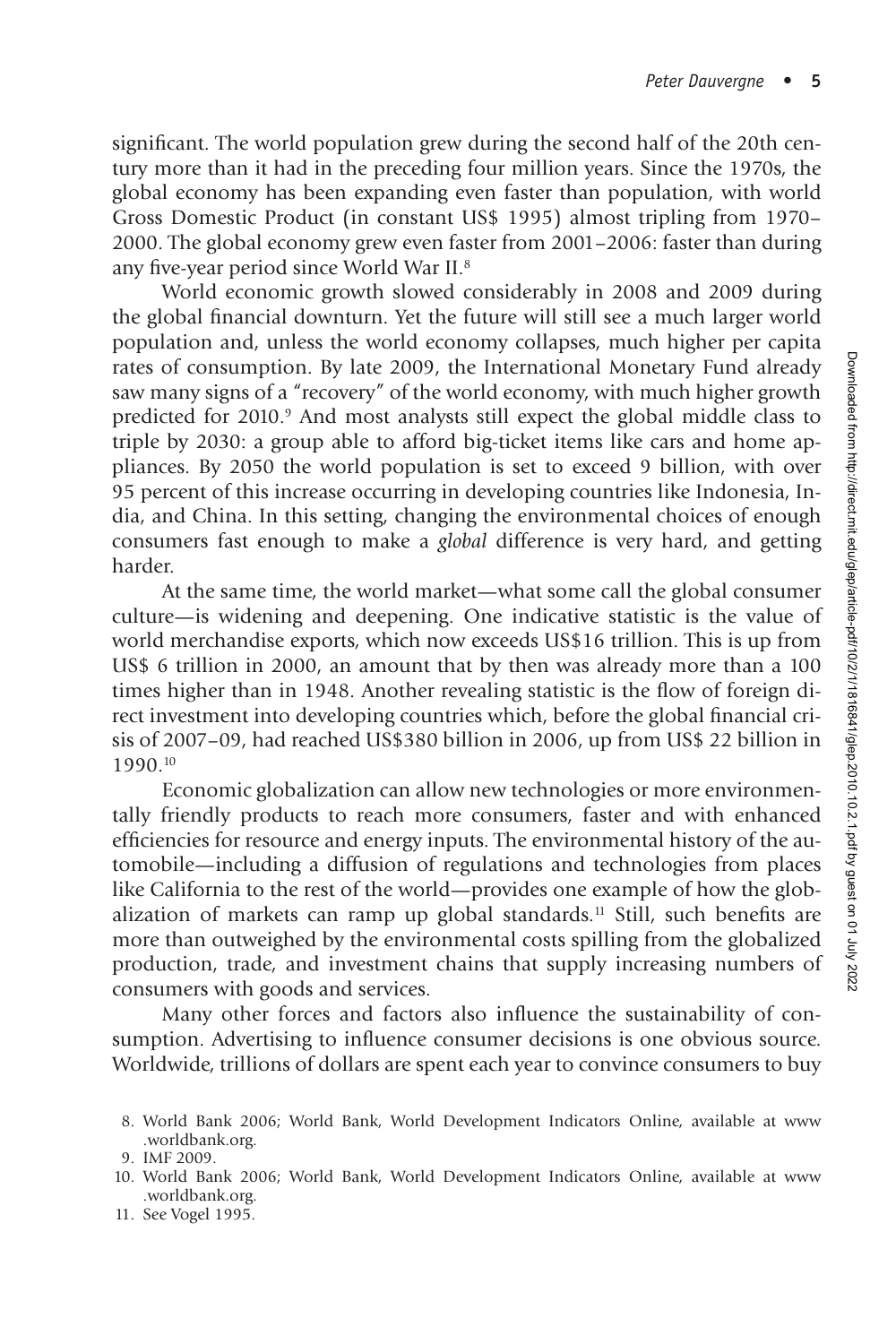significant. The world population grew during the second half of the 20th century more than it had in the preceding four million years. Since the 1970s, the global economy has been expanding even faster than population, with world Gross Domestic Product (in constant US$ 1995) almost tripling from 1970–2000. The global economy grew even faster from 2001–2006: faster than during any five-year period since World War II.[8]

World economic growth slowed considerably in 2008 and 2009 during the global financial downturn. Yet the future will still see a much larger world population and, unless the world economy collapses, much higher per capita rates of consumption. By late 2009, the International Monetary Fund already saw many signs of a "recovery" of the world economy, with much higher growth predicted for 2010.[9] And most analysts still expect the global middle class to triple by 2030: a group able to afford big-ticket items like cars and home appliances. By 2050 the world population is set to exceed 9 billion, with over 95 percent of this increase occurring in developing countries like Indonesia, India, and China. In this setting, changing the environmental choices of enough consumers fast enough to make a *global* difference is very hard, and getting harder.

At the same time, the world market—what some call the global consumer culture—is widening and deepening. One indicative statistic is the value of world merchandise exports, which now exceeds US$16 trillion. This is up from US$ 6 trillion in 2000, an amount that by then was already more than a 100 times higher than in 1948. Another revealing statistic is the flow of foreign direct investment into developing countries which, before the global financial crisis of 2007–09, had reached US$380 billion in 2006, up from US$ 22 billion in 1990.[10]

Economic globalization can allow new technologies or more environmentally friendly products to reach more consumers, faster and with enhanced efficiencies for resource and energy inputs. The environmental history of the automobile—including a diffusion of regulations and technologies from places like California to the rest of the world—provides one example of how the globalization of markets can ramp up global standards.[11] Still, such benefits are more than outweighed by the environmental costs spilling from the globalized production, trade, and investment chains that supply increasing numbers of consumers with goods and services.

Many other forces and factors also influence the sustainability of consumption. Advertising to influence consumer decisions is one obvious source. Worldwide, trillions of dollars are spent each year to convince consumers to buy

8. World Bank 2006; World Bank, World Development Indicators Online, available at www.worldbank.org.
9. IMF 2009.
10. World Bank 2006; World Bank, World Development Indicators Online, available at www.worldbank.org.
11. See Vogel 1995.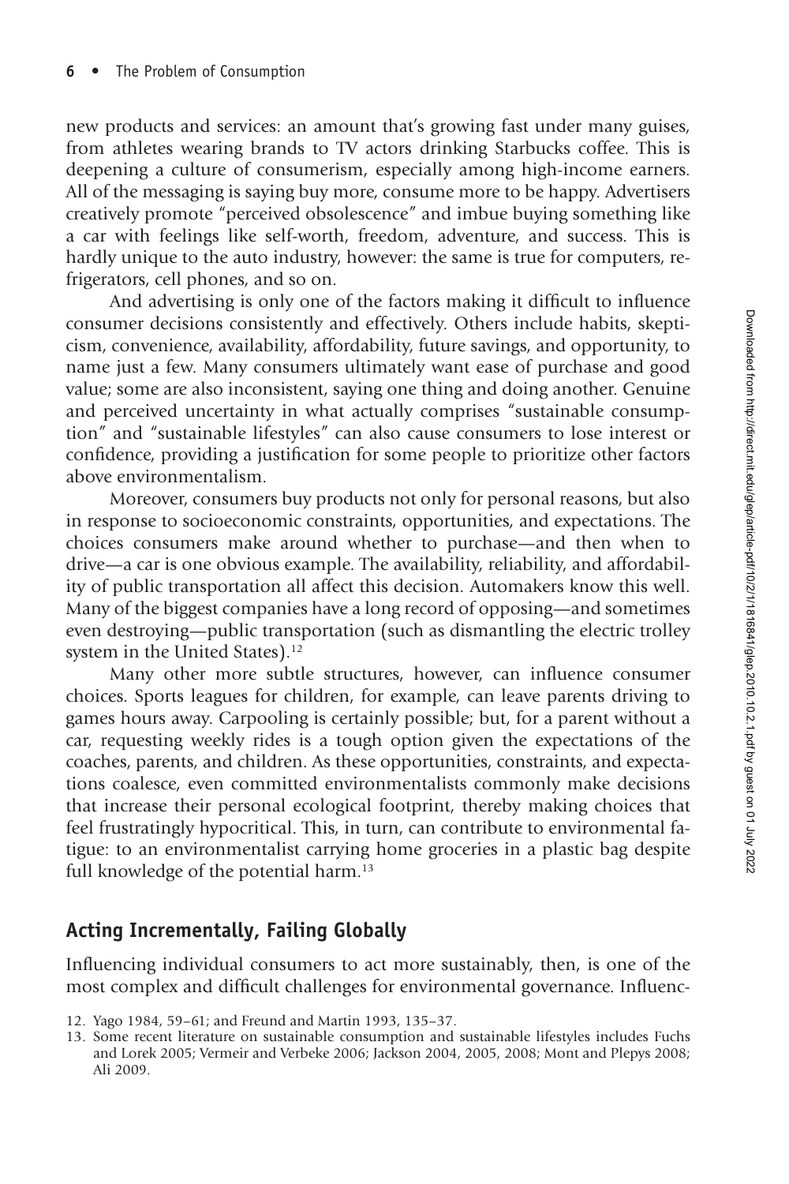new products and services: an amount that's growing fast under many guises, from athletes wearing brands to TV actors drinking Starbucks coffee. This is deepening a culture of consumerism, especially among high-income earners. All of the messaging is saying buy more, consume more to be happy. Advertisers creatively promote "perceived obsolescence" and imbue buying something like a car with feelings like self-worth, freedom, adventure, and success. This is hardly unique to the auto industry, however: the same is true for computers, refrigerators, cell phones, and so on.

And advertising is only one of the factors making it difficult to influence consumer decisions consistently and effectively. Others include habits, skepticism, convenience, availability, affordability, future savings, and opportunity, to name just a few. Many consumers ultimately want ease of purchase and good value; some are also inconsistent, saying one thing and doing another. Genuine and perceived uncertainty in what actually comprises "sustainable consumption" and "sustainable lifestyles" can also cause consumers to lose interest or confidence, providing a justification for some people to prioritize other factors above environmentalism.

Moreover, consumers buy products not only for personal reasons, but also in response to socioeconomic constraints, opportunities, and expectations. The choices consumers make around whether to purchase—and then when to drive—a car is one obvious example. The availability, reliability, and affordability of public transportation all affect this decision. Automakers know this well. Many of the biggest companies have a long record of opposing—and sometimes even destroying—public transportation (such as dismantling the electric trolley system in the United States).[12]

Many other more subtle structures, however, can influence consumer choices. Sports leagues for children, for example, can leave parents driving to games hours away. Carpooling is certainly possible; but, for a parent without a car, requesting weekly rides is a tough option given the expectations of the coaches, parents, and children. As these opportunities, constraints, and expectations coalesce, even committed environmentalists commonly make decisions that increase their personal ecological footprint, thereby making choices that feel frustratingly hypocritical. This, in turn, can contribute to environmental fatigue: to an environmentalist carrying home groceries in a plastic bag despite full knowledge of the potential harm.[13]

## Acting Incrementally, Failing Globally

Influencing individual consumers to act more sustainably, then, is one of the most complex and difficult challenges for environmental governance. Influenc-

12. Yago 1984, 59–61; and Freund and Martin 1993, 135–37.

13. Some recent literature on sustainable consumption and sustainable lifestyles includes Fuchs and Lorek 2005; Vermeir and Verbeke 2006; Jackson 2004, 2005, 2008; Mont and Plepys 2008; Ali 2009.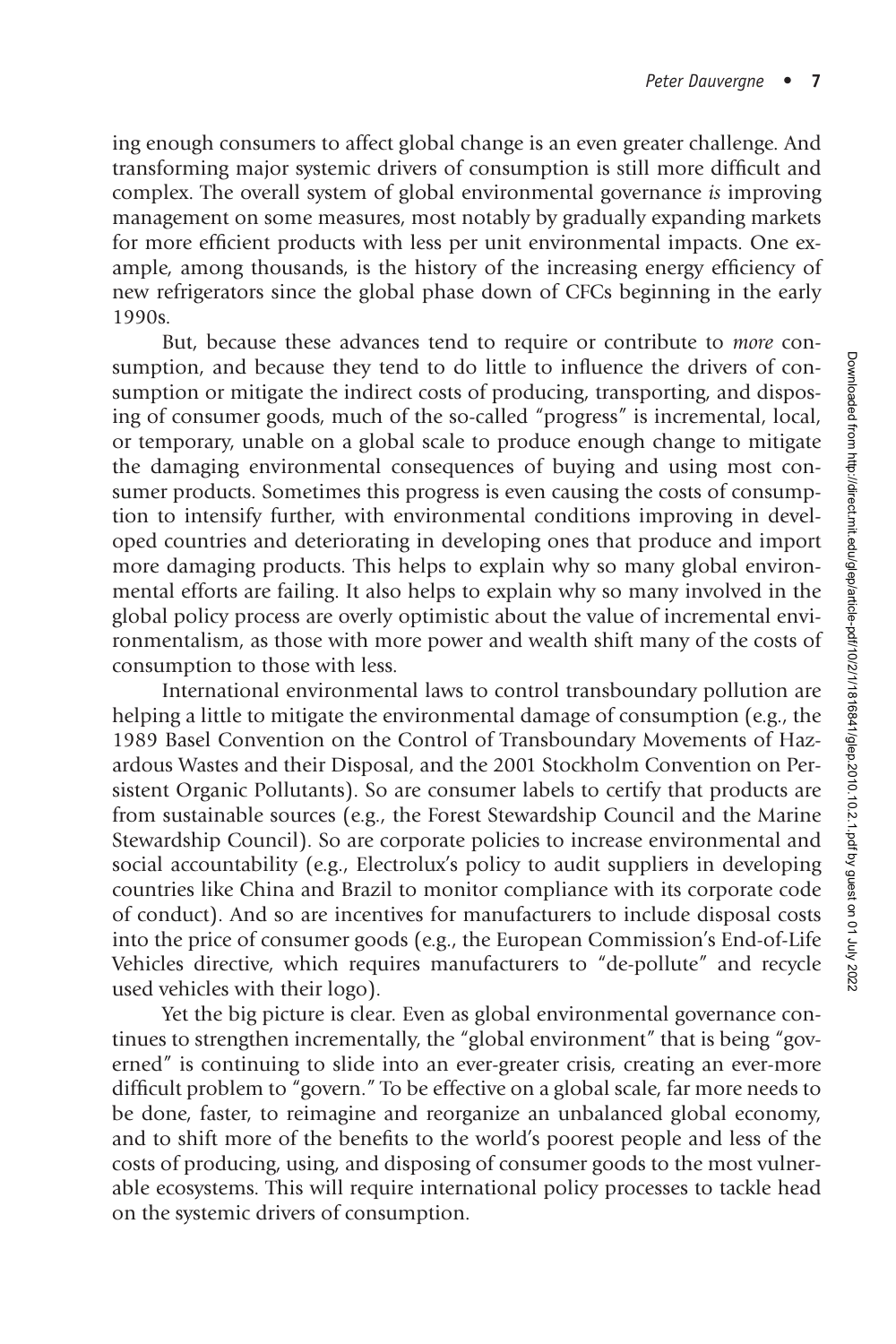ing enough consumers to affect global change is an even greater challenge. And transforming major systemic drivers of consumption is still more difficult and complex. The overall system of global environmental governance *is* improving management on some measures, most notably by gradually expanding markets for more efficient products with less per unit environmental impacts. One example, among thousands, is the history of the increasing energy efficiency of new refrigerators since the global phase down of CFCs beginning in the early 1990s.

But, because these advances tend to require or contribute to *more* consumption, and because they tend to do little to influence the drivers of consumption or mitigate the indirect costs of producing, transporting, and disposing of consumer goods, much of the so-called "progress" is incremental, local, or temporary, unable on a global scale to produce enough change to mitigate the damaging environmental consequences of buying and using most consumer products. Sometimes this progress is even causing the costs of consumption to intensify further, with environmental conditions improving in developed countries and deteriorating in developing ones that produce and import more damaging products. This helps to explain why so many global environmental efforts are failing. It also helps to explain why so many involved in the global policy process are overly optimistic about the value of incremental environmentalism, as those with more power and wealth shift many of the costs of consumption to those with less.

International environmental laws to control transboundary pollution are helping a little to mitigate the environmental damage of consumption (e.g., the 1989 Basel Convention on the Control of Transboundary Movements of Hazardous Wastes and their Disposal, and the 2001 Stockholm Convention on Persistent Organic Pollutants). So are consumer labels to certify that products are from sustainable sources (e.g., the Forest Stewardship Council and the Marine Stewardship Council). So are corporate policies to increase environmental and social accountability (e.g., Electrolux's policy to audit suppliers in developing countries like China and Brazil to monitor compliance with its corporate code of conduct). And so are incentives for manufacturers to include disposal costs into the price of consumer goods (e.g., the European Commission's End-of-Life Vehicles directive, which requires manufacturers to "de-pollute" and recycle used vehicles with their logo).

Yet the big picture is clear. Even as global environmental governance continues to strengthen incrementally, the "global environment" that is being "governed" is continuing to slide into an ever-greater crisis, creating an ever-more difficult problem to "govern." To be effective on a global scale, far more needs to be done, faster, to reimagine and reorganize an unbalanced global economy, and to shift more of the benefits to the world's poorest people and less of the costs of producing, using, and disposing of consumer goods to the most vulnerable ecosystems. This will require international policy processes to tackle head on the systemic drivers of consumption.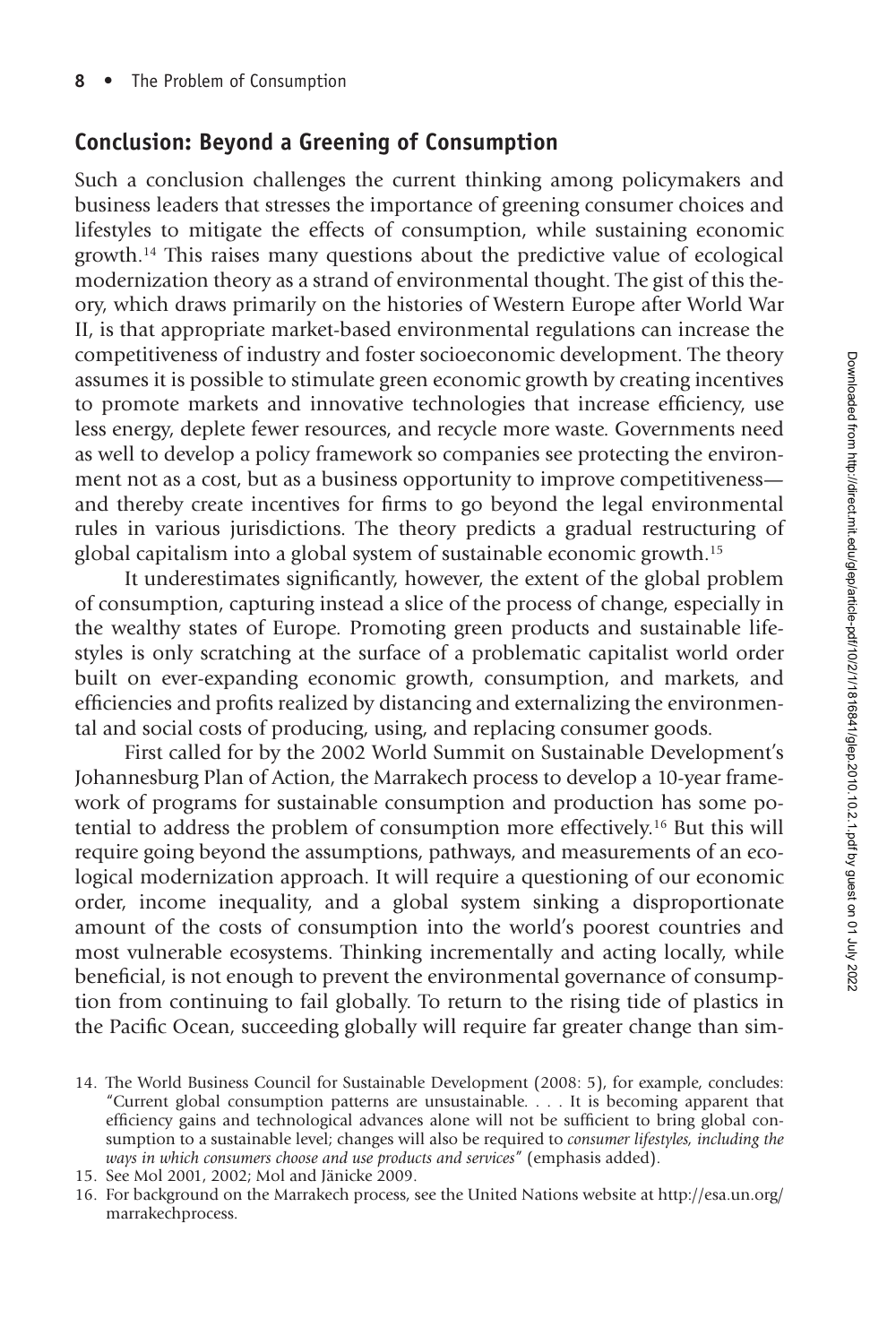## Conclusion: Beyond a Greening of Consumption

Such a conclusion challenges the current thinking among policymakers and business leaders that stresses the importance of greening consumer choices and lifestyles to mitigate the effects of consumption, while sustaining economic growth.[14] This raises many questions about the predictive value of ecological modernization theory as a strand of environmental thought. The gist of this theory, which draws primarily on the histories of Western Europe after World War II, is that appropriate market-based environmental regulations can increase the competitiveness of industry and foster socioeconomic development. The theory assumes it is possible to stimulate green economic growth by creating incentives to promote markets and innovative technologies that increase efficiency, use less energy, deplete fewer resources, and recycle more waste. Governments need as well to develop a policy framework so companies see protecting the environment not as a cost, but as a business opportunity to improve competitiveness—and thereby create incentives for firms to go beyond the legal environmental rules in various jurisdictions. The theory predicts a gradual restructuring of global capitalism into a global system of sustainable economic growth.[15]

It underestimates significantly, however, the extent of the global problem of consumption, capturing instead a slice of the process of change, especially in the wealthy states of Europe. Promoting green products and sustainable lifestyles is only scratching at the surface of a problematic capitalist world order built on ever-expanding economic growth, consumption, and markets, and efficiencies and profits realized by distancing and externalizing the environmental and social costs of producing, using, and replacing consumer goods.

First called for by the 2002 World Summit on Sustainable Development's Johannesburg Plan of Action, the Marrakech process to develop a 10-year framework of programs for sustainable consumption and production has some potential to address the problem of consumption more effectively.[16] But this will require going beyond the assumptions, pathways, and measurements of an ecological modernization approach. It will require a questioning of our economic order, income inequality, and a global system sinking a disproportionate amount of the costs of consumption into the world's poorest countries and most vulnerable ecosystems. Thinking incrementally and acting locally, while beneficial, is not enough to prevent the environmental governance of consumption from continuing to fail globally. To return to the rising tide of plastics in the Pacific Ocean, succeeding globally will require far greater change than sim-

14. The World Business Council for Sustainable Development (2008: 5), for example, concludes: "Current global consumption patterns are unsustainable. . . . It is becoming apparent that efficiency gains and technological advances alone will not be sufficient to bring global consumption to a sustainable level; changes will also be required to *consumer lifestyles, including the ways in which consumers choose and use products and services*" (emphasis added).

15. See Mol 2001, 2002; Mol and Jänicke 2009.

16. For background on the Marrakech process, see the United Nations website at http://esa.un.org/marrakechprocess.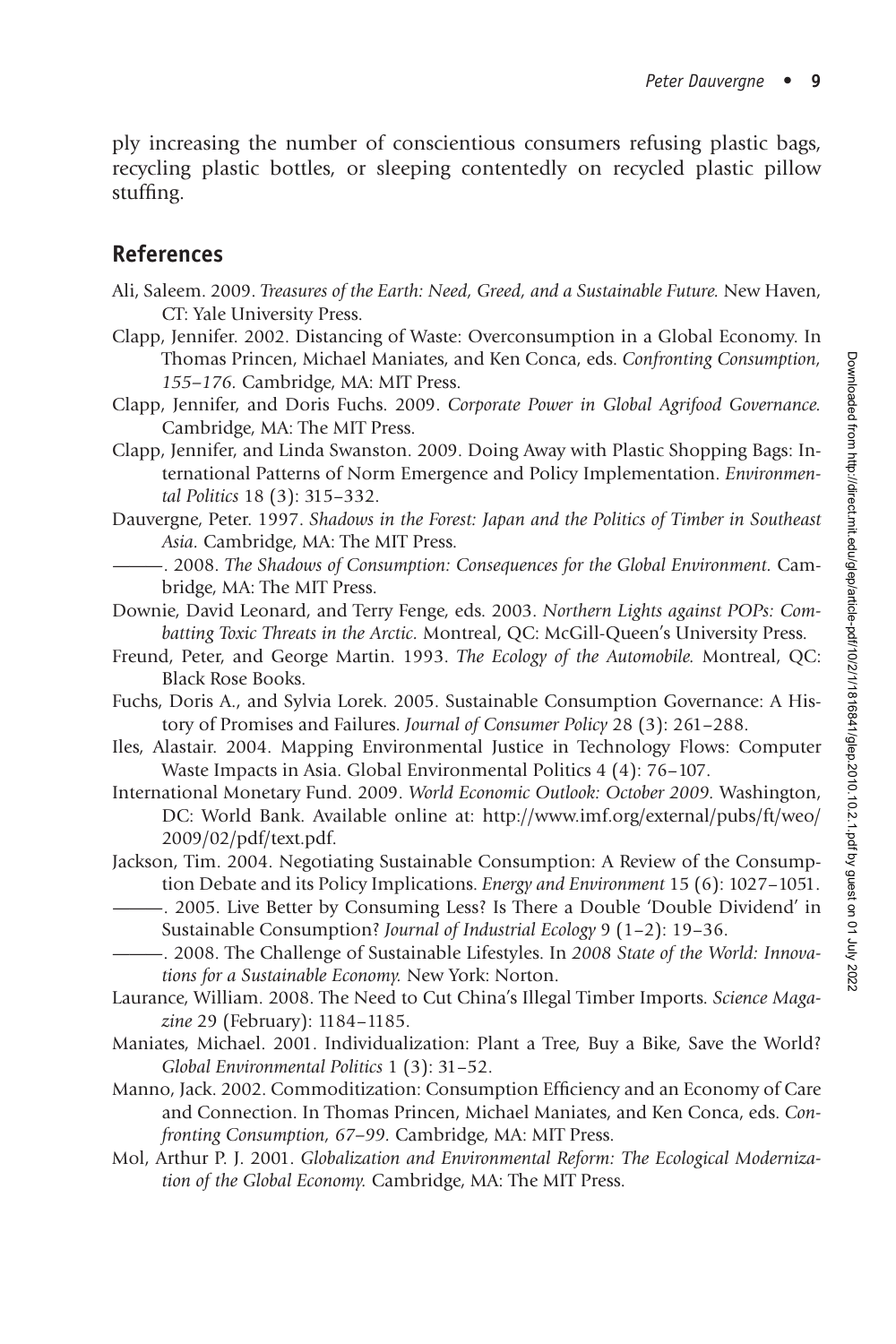ply increasing the number of conscientious consumers refusing plastic bags, recycling plastic bottles, or sleeping contentedly on recycled plastic pillow stuffing.

## References

Ali, Saleem. 2009. *Treasures of the Earth: Need, Greed, and a Sustainable Future.* New Haven, CT: Yale University Press.

Clapp, Jennifer. 2002. Distancing of Waste: Overconsumption in a Global Economy. In Thomas Princen, Michael Maniates, and Ken Conca, eds. *Confronting Consumption, 155–176.* Cambridge, MA: MIT Press.

Clapp, Jennifer, and Doris Fuchs. 2009. *Corporate Power in Global Agrifood Governance.* Cambridge, MA: The MIT Press.

Clapp, Jennifer, and Linda Swanston. 2009. Doing Away with Plastic Shopping Bags: International Patterns of Norm Emergence and Policy Implementation. *Environmental Politics* 18 (3): 315–332.

Dauvergne, Peter. 1997. *Shadows in the Forest: Japan and the Politics of Timber in Southeast Asia.* Cambridge, MA: The MIT Press.

———. 2008. *The Shadows of Consumption: Consequences for the Global Environment.* Cambridge, MA: The MIT Press.

Downie, David Leonard, and Terry Fenge, eds. 2003. *Northern Lights against POPs: Combatting Toxic Threats in the Arctic.* Montreal, QC: McGill-Queen's University Press.

Freund, Peter, and George Martin. 1993. *The Ecology of the Automobile.* Montreal, QC: Black Rose Books.

Fuchs, Doris A., and Sylvia Lorek. 2005. Sustainable Consumption Governance: A History of Promises and Failures. *Journal of Consumer Policy* 28 (3): 261–288.

Iles, Alastair. 2004. Mapping Environmental Justice in Technology Flows: Computer Waste Impacts in Asia. Global Environmental Politics 4 (4): 76–107.

International Monetary Fund. 2009. *World Economic Outlook: October 2009.* Washington, DC: World Bank. Available online at: http://www.imf.org/external/pubs/ft/weo/2009/02/pdf/text.pdf.

Jackson, Tim. 2004. Negotiating Sustainable Consumption: A Review of the Consumption Debate and its Policy Implications. *Energy and Environment* 15 (6): 1027–1051.

———. 2005. Live Better by Consuming Less? Is There a Double 'Double Dividend' in Sustainable Consumption? *Journal of Industrial Ecology* 9 (1–2): 19–36.

———. 2008. The Challenge of Sustainable Lifestyles. In *2008 State of the World: Innovations for a Sustainable Economy.* New York: Norton.

Laurance, William. 2008. The Need to Cut China's Illegal Timber Imports. *Science Magazine* 29 (February): 1184–1185.

Maniates, Michael. 2001. Individualization: Plant a Tree, Buy a Bike, Save the World? *Global Environmental Politics* 1 (3): 31–52.

Manno, Jack. 2002. Commoditization: Consumption Efficiency and an Economy of Care and Connection. In Thomas Princen, Michael Maniates, and Ken Conca, eds. *Confronting Consumption, 67–99.* Cambridge, MA: MIT Press.

Mol, Arthur P. J. 2001. *Globalization and Environmental Reform: The Ecological Modernization of the Global Economy.* Cambridge, MA: The MIT Press.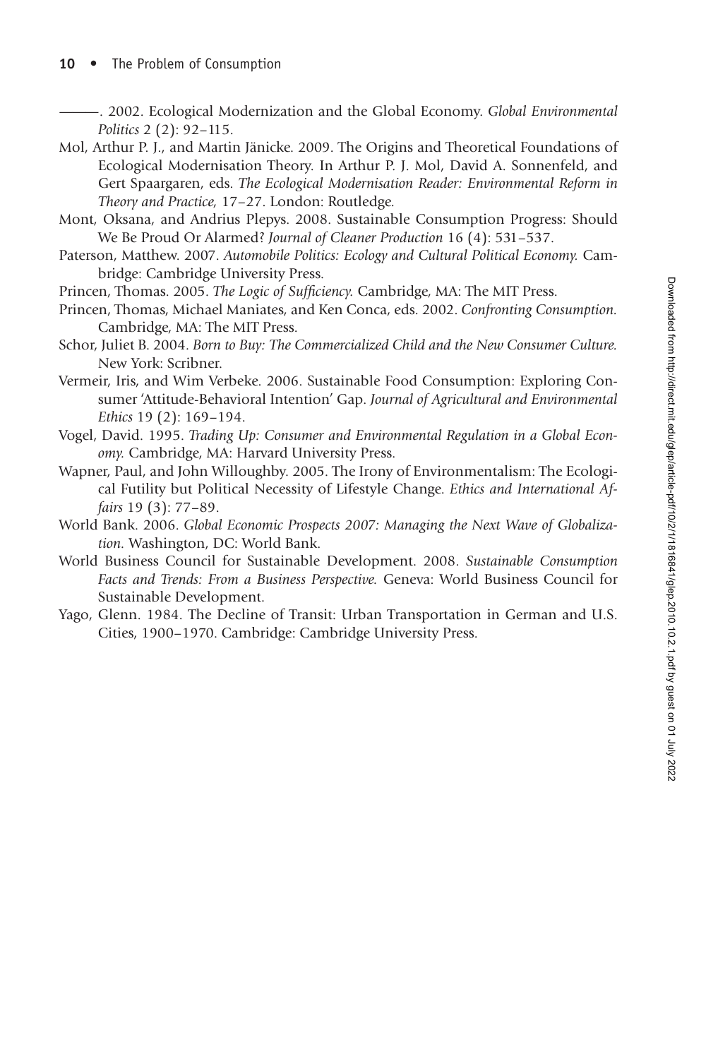———. 2002. Ecological Modernization and the Global Economy. *Global Environmental Politics* 2 (2): 92–115.

Mol, Arthur P. J., and Martin Jänicke. 2009. The Origins and Theoretical Foundations of Ecological Modernisation Theory. In Arthur P. J. Mol, David A. Sonnenfeld, and Gert Spaargaren, eds. *The Ecological Modernisation Reader: Environmental Reform in Theory and Practice,* 17–27. London: Routledge.

Mont, Oksana, and Andrius Plepys. 2008. Sustainable Consumption Progress: Should We Be Proud Or Alarmed? *Journal of Cleaner Production* 16 (4): 531–537.

Paterson, Matthew. 2007. *Automobile Politics: Ecology and Cultural Political Economy.* Cambridge: Cambridge University Press.

Princen, Thomas. 2005. *The Logic of Sufficiency.* Cambridge, MA: The MIT Press.

Princen, Thomas, Michael Maniates, and Ken Conca, eds. 2002. *Confronting Consumption.* Cambridge, MA: The MIT Press.

Schor, Juliet B. 2004. *Born to Buy: The Commercialized Child and the New Consumer Culture.* New York: Scribner.

Vermeir, Iris, and Wim Verbeke. 2006. Sustainable Food Consumption: Exploring Consumer 'Attitude-Behavioral Intention' Gap. *Journal of Agricultural and Environmental Ethics* 19 (2): 169–194.

Vogel, David. 1995. *Trading Up: Consumer and Environmental Regulation in a Global Economy.* Cambridge, MA: Harvard University Press.

Wapner, Paul, and John Willoughby. 2005. The Irony of Environmentalism: The Ecological Futility but Political Necessity of Lifestyle Change. *Ethics and International Affairs* 19 (3): 77–89.

World Bank. 2006. *Global Economic Prospects 2007: Managing the Next Wave of Globalization.* Washington, DC: World Bank.

World Business Council for Sustainable Development. 2008. *Sustainable Consumption Facts and Trends: From a Business Perspective.* Geneva: World Business Council for Sustainable Development.

Yago, Glenn. 1984. The Decline of Transit: Urban Transportation in German and U.S. Cities, 1900–1970. Cambridge: Cambridge University Press.